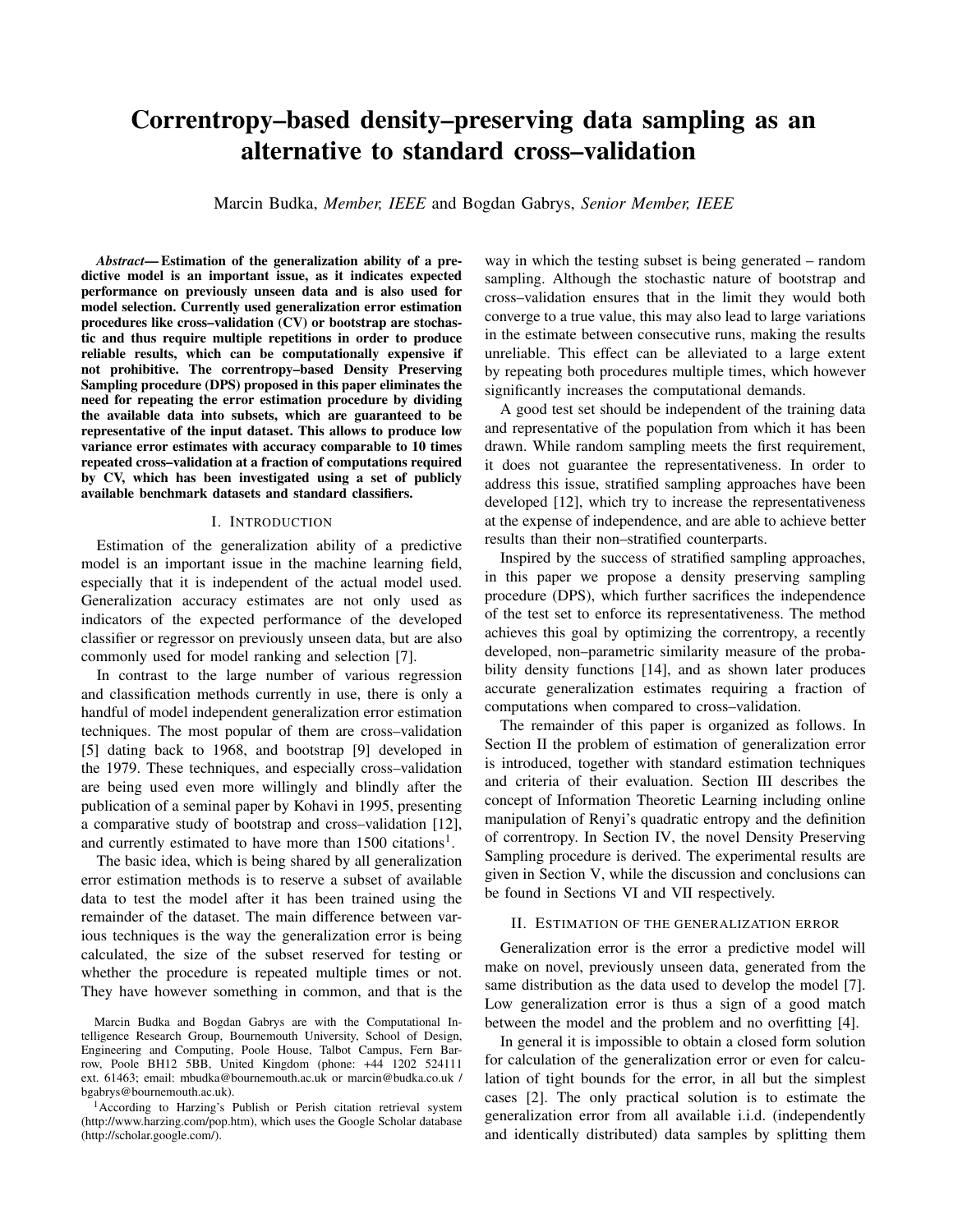# Correntropy–based density–preserving data sampling as an alternative to standard cross–validation

Marcin Budka, *Member, IEEE* and Bogdan Gabrys, *Senior Member, IEEE*

***Abstract*— Estimation of the generalization ability of a predictive model is an important issue, as it indicates expected performance on previously unseen data and is also used for model selection. Currently used generalization error estimation procedures like cross–validation (CV) or bootstrap are stochastic and thus require multiple repetitions in order to produce reliable results, which can be computationally expensive if not prohibitive. The correntropy–based Density Preserving Sampling procedure (DPS) proposed in this paper eliminates the need for repeating the error estimation procedure by dividing the available data into subsets, which are guaranteed to be representative of the input dataset. This allows to produce low variance error estimates with accuracy comparable to 10 times repeated cross–validation at a fraction of computations required by CV, which has been investigated using a set of publicly available benchmark datasets and standard classifiers.**

## I. Introduction

Estimation of the generalization ability of a predictive model is an important issue in the machine learning field, especially that it is independent of the actual model used. Generalization accuracy estimates are not only used as indicators of the expected performance of the developed classifier or regressor on previously unseen data, but are also commonly used for model ranking and selection [7].

In contrast to the large number of various regression and classification methods currently in use, there is only a handful of model independent generalization error estimation techniques. The most popular of them are cross–validation [5] dating back to 1968, and bootstrap [9] developed in the 1979. These techniques, and especially cross–validation are being used even more willingly and blindly after the publication of a seminal paper by Kohavi in 1995, presenting a comparative study of bootstrap and cross–validation [12], and currently estimated to have more than 1500 citations[1].

The basic idea, which is being shared by all generalization error estimation methods is to reserve a subset of available data to test the model after it has been trained using the remainder of the dataset. The main difference between various techniques is the way the generalization error is being calculated, the size of the subset reserved for testing or whether the procedure is repeated multiple times or not. They have however something in common, and that is the way in which the testing subset is being generated – random sampling. Although the stochastic nature of bootstrap and cross–validation ensures that in the limit they would both converge to a true value, this may also lead to large variations in the estimate between consecutive runs, making the results unreliable. This effect can be alleviated to a large extent by repeating both procedures multiple times, which however significantly increases the computational demands.

A good test set should be independent of the training data and representative of the population from which it has been drawn. While random sampling meets the first requirement, it does not guarantee the representativeness. In order to address this issue, stratified sampling approaches have been developed [12], which try to increase the representativeness at the expense of independence, and are able to achieve better results than their non–stratified counterparts.

Inspired by the success of stratified sampling approaches, in this paper we propose a density preserving sampling procedure (DPS), which further sacrifices the independence of the test set to enforce its representativeness. The method achieves this goal by optimizing the correntropy, a recently developed, non–parametric similarity measure of the probability density functions [14], and as shown later produces accurate generalization estimates requiring a fraction of computations when compared to cross–validation.

The remainder of this paper is organized as follows. In Section II the problem of estimation of generalization error is introduced, together with standard estimation techniques and criteria of their evaluation. Section III describes the concept of Information Theoretic Learning including online manipulation of Renyi's quadratic entropy and the definition of correntropy. In Section IV, the novel Density Preserving Sampling procedure is derived. The experimental results are given in Section V, while the discussion and conclusions can be found in Sections VI and VII respectively.

## II. Estimation of the generalization error

Generalization error is the error a predictive model will make on novel, previously unseen data, generated from the same distribution as the data used to develop the model [7]. Low generalization error is thus a sign of a good match between the model and the problem and no overfitting [4].

In general it is impossible to obtain a closed form solution for calculation of the generalization error or even for calculation of tight bounds for the error, in all but the simplest cases [2]. The only practical solution is to estimate the generalization error from all available i.i.d. (independently and identically distributed) data samples by splitting them

Marcin Budka and Bogdan Gabrys are with the Computational Intelligence Research Group, Bournemouth University, School of Design, Engineering and Computing, Poole House, Talbot Campus, Fern Barrow, Poole BH12 5BB, United Kingdom (phone: +44 1202 524111 ext. 61463; email: mbudka@bournemouth.ac.uk or marcin@budka.co.uk / bgabrys@bournemouth.ac.uk).

[1]According to Harzing's Publish or Perish citation retrieval system (http://www.harzing.com/pop.htm), which uses the Google Scholar database (http://scholar.google.com/).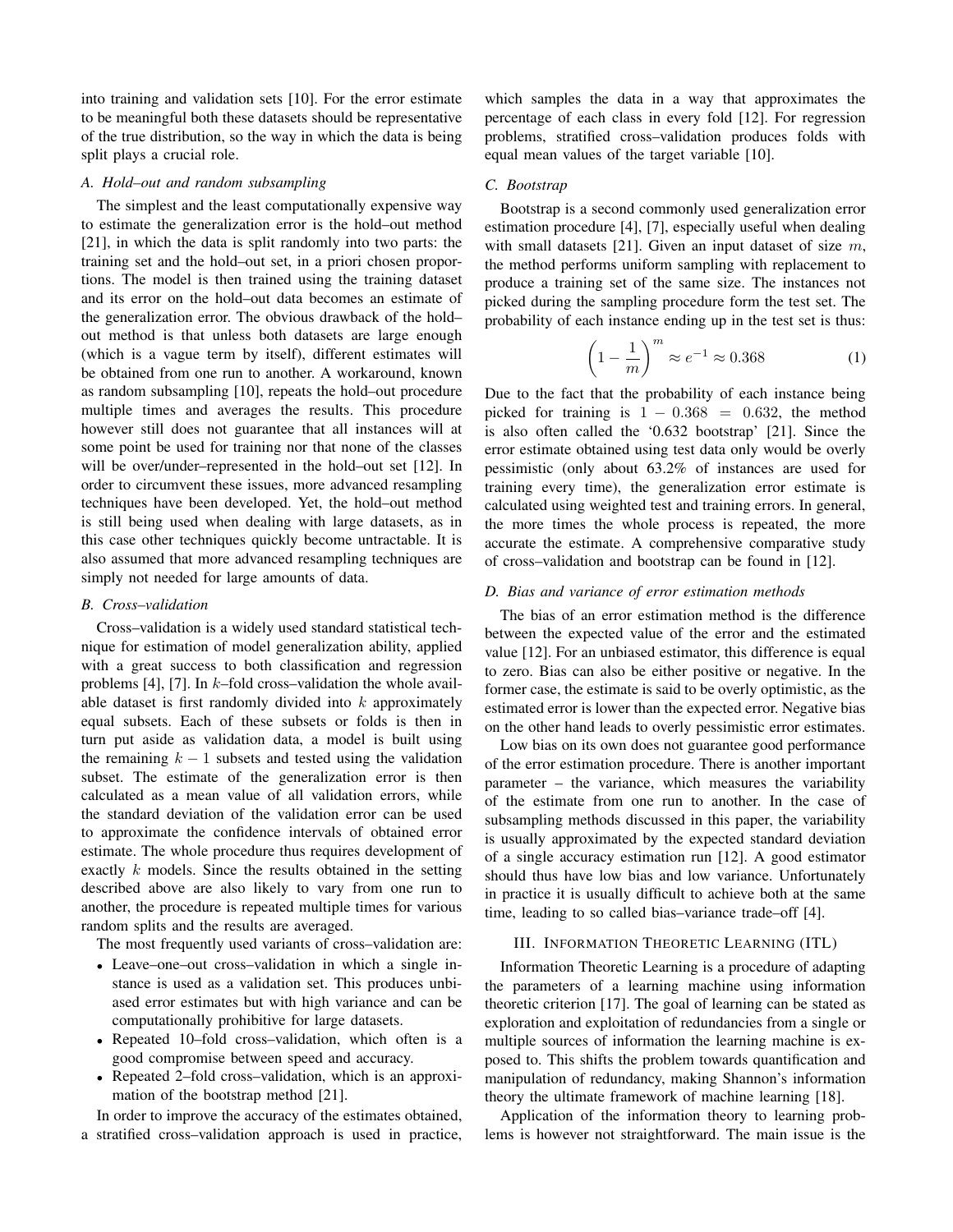into training and validation sets [10]. For the error estimate to be meaningful both these datasets should be representative of the true distribution, so the way in which the data is being split plays a crucial role.

### A. Hold–out and random subsampling

The simplest and the least computationally expensive way to estimate the generalization error is the hold–out method [21], in which the data is split randomly into two parts: the training set and the hold–out set, in a priori chosen proportions. The model is then trained using the training dataset and its error on the hold–out data becomes an estimate of the generalization error. The obvious drawback of the hold–out method is that unless both datasets are large enough (which is a vague term by itself), different estimates will be obtained from one run to another. A workaround, known as random subsampling [10], repeats the hold–out procedure multiple times and averages the results. This procedure however still does not guarantee that all instances will at some point be used for training nor that none of the classes will be over/under–represented in the hold–out set [12]. In order to circumvent these issues, more advanced resampling techniques have been developed. Yet, the hold–out method is still being used when dealing with large datasets, as in this case other techniques quickly become untractable. It is also assumed that more advanced resampling techniques are simply not needed for large amounts of data.

### B. Cross–validation

Cross–validation is a widely used standard statistical technique for estimation of model generalization ability, applied with a great success to both classification and regression problems [4], [7]. In $k$–fold cross–validation the whole available dataset is first randomly divided into $k$ approximately equal subsets. Each of these subsets or folds is then in turn put aside as validation data, a model is built using the remaining $k-1$ subsets and tested using the validation subset. The estimate of the generalization error is then calculated as a mean value of all validation errors, while the standard deviation of the validation error can be used to approximate the confidence intervals of obtained error estimate. The whole procedure thus requires development of exactly $k$ models. Since the results obtained in the setting described above are also likely to vary from one run to another, the procedure is repeated multiple times for various random splits and the results are averaged.

The most frequently used variants of cross–validation are:

- Leave–one–out cross–validation in which a single instance is used as a validation set. This produces unbiased error estimates but with high variance and can be computationally prohibitive for large datasets.
- Repeated 10–fold cross–validation, which often is a good compromise between speed and accuracy.
- Repeated 2–fold cross–validation, which is an approximation of the bootstrap method [21].

In order to improve the accuracy of the estimates obtained, a stratified cross–validation approach is used in practice, which samples the data in a way that approximates the percentage of each class in every fold [12]. For regression problems, stratified cross–validation produces folds with equal mean values of the target variable [10].

### C. Bootstrap

Bootstrap is a second commonly used generalization error estimation procedure [4], [7], especially useful when dealing with small datasets [21]. Given an input dataset of size $m$, the method performs uniform sampling with replacement to produce a training set of the same size. The instances not picked during the sampling procedure form the test set. The probability of each instance ending up in the test set is thus:

$$\left(1 - \frac{1}{m}\right)^m \approx e^{-1} \approx 0.368 \qquad (1)$$

Due to the fact that the probability of each instance being picked for training is $1 - 0.368 = 0.632$, the method is also often called the '0.632 bootstrap' [21]. Since the error estimate obtained using test data only would be overly pessimistic (only about 63.2% of instances are used for training every time), the generalization error estimate is calculated using weighted test and training errors. In general, the more times the whole process is repeated, the more accurate the estimate. A comprehensive comparative study of cross–validation and bootstrap can be found in [12].

### D. Bias and variance of error estimation methods

The bias of an error estimation method is the difference between the expected value of the error and the estimated value [12]. For an unbiased estimator, this difference is equal to zero. Bias can also be either positive or negative. In the former case, the estimate is said to be overly optimistic, as the estimated error is lower than the expected error. Negative bias on the other hand leads to overly pessimistic error estimates.

Low bias on its own does not guarantee good performance of the error estimation procedure. There is another important parameter – the variance, which measures the variability of the estimate from one run to another. In the case of subsampling methods discussed in this paper, the variability is usually approximated by the expected standard deviation of a single accuracy estimation run [12]. A good estimator should thus have low bias and low variance. Unfortunately in practice it is usually difficult to achieve both at the same time, leading to so called bias–variance trade–off [4].

## III. Information Theoretic Learning (ITL)

Information Theoretic Learning is a procedure of adapting the parameters of a learning machine using information theoretic criterion [17]. The goal of learning can be stated as exploration and exploitation of redundancies from a single or multiple sources of information the learning machine is exposed to. This shifts the problem towards quantification and manipulation of redundancy, making Shannon's information theory the ultimate framework of machine learning [18].

Application of the information theory to learning problems is however not straightforward. The main issue is the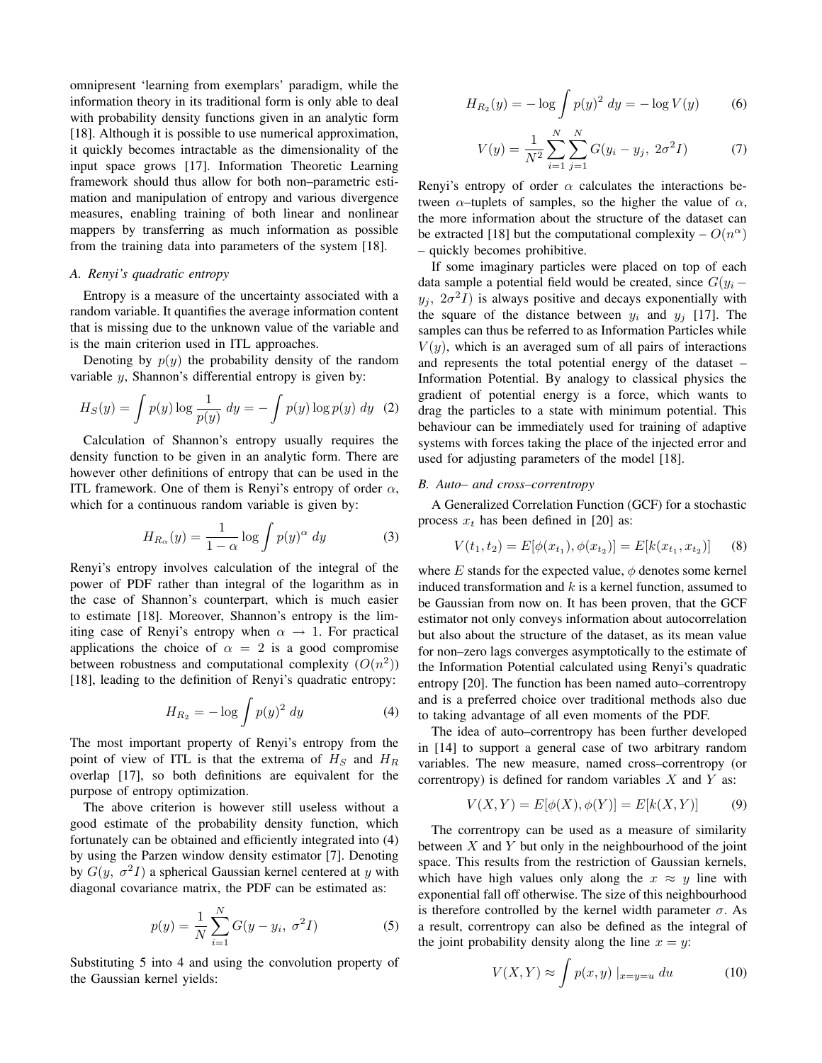omnipresent 'learning from exemplars' paradigm, while the information theory in its traditional form is only able to deal with probability density functions given in an analytic form [18]. Although it is possible to use numerical approximation, it quickly becomes intractable as the dimensionality of the input space grows [17]. Information Theoretic Learning framework should thus allow for both non–parametric estimation and manipulation of entropy and various divergence measures, enabling training of both linear and nonlinear mappers by transferring as much information as possible from the training data into parameters of the system [18].

### A. Renyi's quadratic entropy

Entropy is a measure of the uncertainty associated with a random variable. It quantifies the average information content that is missing due to the unknown value of the variable and is the main criterion used in ITL approaches.

Denoting by $p(y)$ the probability density of the random variable $y$, Shannon's differential entropy is given by:

$$H_S(y) = \int p(y) \log \frac{1}{p(y)}\ dy = -\int p(y) \log p(y)\ dy \quad (2)$$

Calculation of Shannon's entropy usually requires the density function to be given in an analytic form. There are however other definitions of entropy that can be used in the ITL framework. One of them is Renyi's entropy of order $\alpha$, which for a continuous random variable is given by:

$$H_{R_\alpha}(y) = \frac{1}{1-\alpha} \log \int p(y)^\alpha\ dy \quad (3)$$

Renyi's entropy involves calculation of the integral of the power of PDF rather than integral of the logarithm as in the case of Shannon's counterpart, which is much easier to estimate [18]. Moreover, Shannon's entropy is the limiting case of Renyi's entropy when $\alpha \to 1$. For practical applications the choice of $\alpha = 2$ is a good compromise between robustness and computational complexity ($O(n^2)$) [18], leading to the definition of Renyi's quadratic entropy:

$$H_{R_2} = -\log \int p(y)^2\ dy \quad (4)$$

The most important property of Renyi's entropy from the point of view of ITL is that the extrema of $H_S$ and $H_R$ overlap [17], so both definitions are equivalent for the purpose of entropy optimization.

The above criterion is however still useless without a good estimate of the probability density function, which fortunately can be obtained and efficiently integrated into (4) by using the Parzen window density estimator [7]. Denoting by $G(y,\ \sigma^2 I)$ a spherical Gaussian kernel centered at $y$ with diagonal covariance matrix, the PDF can be estimated as:

$$p(y) = \frac{1}{N} \sum_{i=1}^{N} G(y - y_i,\ \sigma^2 I) \quad (5)$$

Substituting 5 into 4 and using the convolution property of the Gaussian kernel yields:

$$H_{R_2}(y) = -\log \int p(y)^2\ dy = -\log V(y) \quad (6)$$

$$V(y) = \frac{1}{N^2} \sum_{i=1}^{N} \sum_{j=1}^{N} G(y_i - y_j,\ 2\sigma^2 I) \quad (7)$$

Renyi's entropy of order $\alpha$ calculates the interactions between $\alpha$–tuplets of samples, so the higher the value of $\alpha$, the more information about the structure of the dataset can be extracted [18] but the computational complexity – $O(n^\alpha)$ – quickly becomes prohibitive.

If some imaginary particles were placed on top of each data sample a potential field would be created, since $G(y_i - y_j,\ 2\sigma^2 I)$ is always positive and decays exponentially with the square of the distance between $y_i$ and $y_j$ [17]. The samples can thus be referred to as Information Particles while $V(y)$, which is an averaged sum of all pairs of interactions and represents the total potential energy of the dataset – Information Potential. By analogy to classical physics the gradient of potential energy is a force, which wants to drag the particles to a state with minimum potential. This behaviour can be immediately used for training of adaptive systems with forces taking the place of the injected error and used for adjusting parameters of the model [18].

### B. Auto– and cross–correntropy

A Generalized Correlation Function (GCF) for a stochastic process $x_t$ has been defined in [20] as:

$$V(t_1, t_2) = E[\phi(x_{t_1}), \phi(x_{t_2})] = E[k(x_{t_1}, x_{t_2})] \quad (8)$$

where $E$ stands for the expected value, $\phi$ denotes some kernel induced transformation and $k$ is a kernel function, assumed to be Gaussian from now on. It has been proven, that the GCF estimator not only conveys information about autocorrelation but also about the structure of the dataset, as its mean value for non–zero lags converges asymptotically to the estimate of the Information Potential calculated using Renyi's quadratic entropy [20]. The function has been named auto–correntropy and is a preferred choice over traditional methods also due to taking advantage of all even moments of the PDF.

The idea of auto–correntropy has been further developed in [14] to support a general case of two arbitrary random variables. The new measure, named cross–correntropy (or correntropy) is defined for random variables $X$ and $Y$ as:

$$V(X,Y) = E[\phi(X), \phi(Y)] = E[k(X,Y)] \quad (9)$$

The correntropy can be used as a measure of similarity between $X$ and $Y$ but only in the neighbourhood of the joint space. This results from the restriction of Gaussian kernels, which have high values only along the $x \approx y$ line with exponential fall off otherwise. The size of this neighbourhood is therefore controlled by the kernel width parameter $\sigma$. As a result, correntropy can also be defined as the integral of the joint probability density along the line $x = y$:

$$V(X,Y) \approx \int p(x,y) \mid_{x=y=u} du \quad (10)$$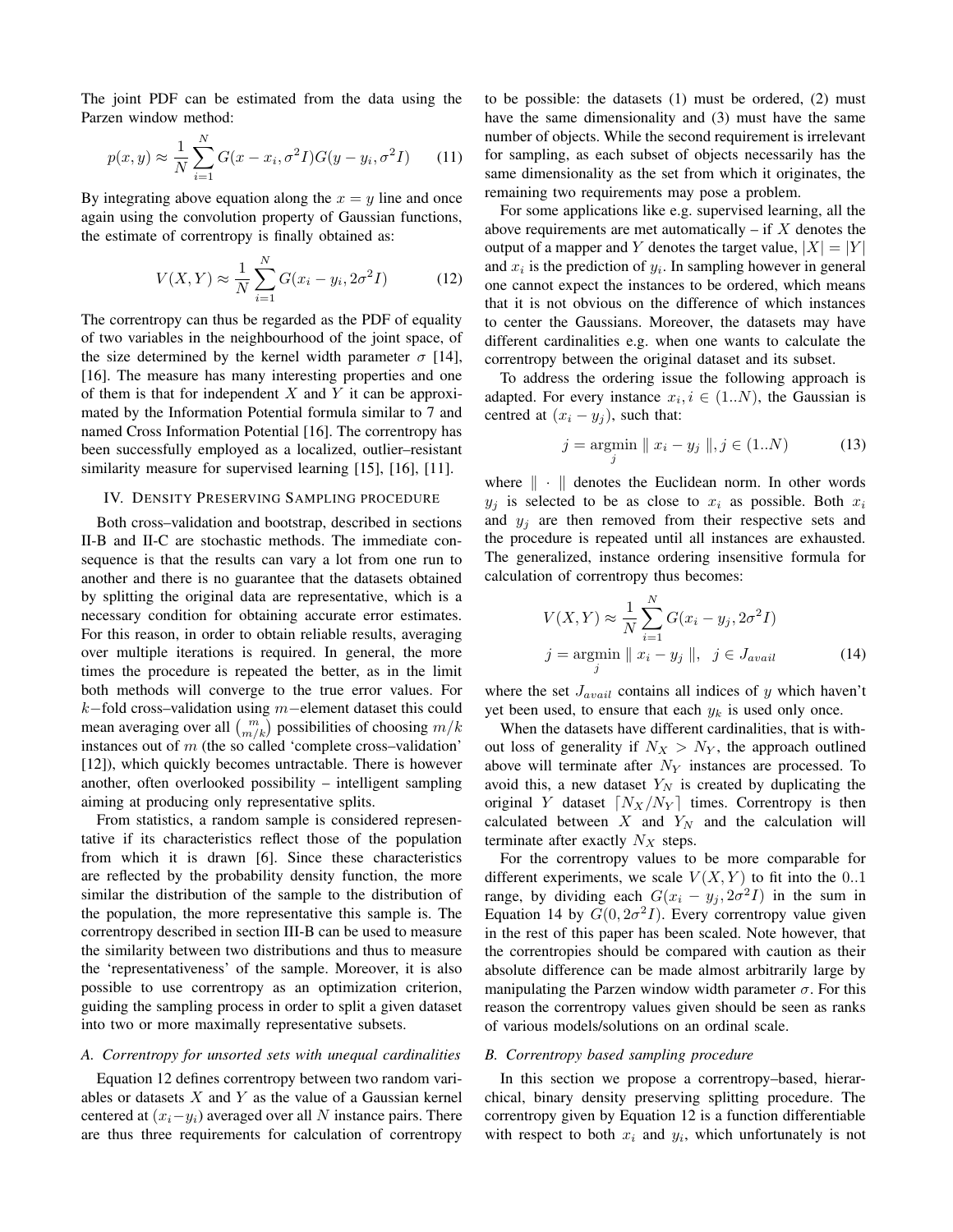The joint PDF can be estimated from the data using the Parzen window method:

$$p(x, y) \approx \frac{1}{N} \sum_{i=1}^{N} G(x - x_i, \sigma^2 I) G(y - y_i, \sigma^2 I) \qquad (11)$$

By integrating above equation along the $x = y$ line and once again using the convolution property of Gaussian functions, the estimate of correntropy is finally obtained as:

$$V(X, Y) \approx \frac{1}{N} \sum_{i=1}^{N} G(x_i - y_i, 2\sigma^2 I) \qquad (12)$$

The correntropy can thus be regarded as the PDF of equality of two variables in the neighbourhood of the joint space, of the size determined by the kernel width parameter $\sigma$ [14], [16]. The measure has many interesting properties and one of them is that for independent $X$ and $Y$ it can be approximated by the Information Potential formula similar to 7 and named Cross Information Potential [16]. The correntropy has been successfully employed as a localized, outlier–resistant similarity measure for supervised learning [15], [16], [11].

## IV. Density Preserving Sampling procedure

Both cross–validation and bootstrap, described in sections II-B and II-C are stochastic methods. The immediate consequence is that the results can vary a lot from one run to another and there is no guarantee that the datasets obtained by splitting the original data are representative, which is a necessary condition for obtaining accurate error estimates. For this reason, in order to obtain reliable results, averaging over multiple iterations is required. In general, the more times the procedure is repeated the better, as in the limit both methods will converge to the true error values. For $k-$fold cross–validation using $m-$element dataset this could mean averaging over all $\binom{m}{m/k}$ possibilities of choosing $m/k$ instances out of $m$ (the so called 'complete cross–validation' [12]), which quickly becomes untractable. There is however another, often overlooked possibility – intelligent sampling aiming at producing only representative splits.

From statistics, a random sample is considered representative if its characteristics reflect those of the population from which it is drawn [6]. Since these characteristics are reflected by the probability density function, the more similar the distribution of the sample to the distribution of the population, the more representative this sample is. The correntropy described in section III-B can be used to measure the similarity between two distributions and thus to measure the 'representativeness' of the sample. Moreover, it is also possible to use correntropy as an optimization criterion, guiding the sampling process in order to split a given dataset into two or more maximally representative subsets.

### A. Correntropy for unsorted sets with unequal cardinalities

Equation 12 defines correntropy between two random variables or datasets $X$ and $Y$ as the value of a Gaussian kernel centered at $(x_i - y_i)$ averaged over all $N$ instance pairs. There are thus three requirements for calculation of correntropy to be possible: the datasets (1) must be ordered, (2) must have the same dimensionality and (3) must have the same number of objects. While the second requirement is irrelevant for sampling, as each subset of objects necessarily has the same dimensionality as the set from which it originates, the remaining two requirements may pose a problem.

For some applications like e.g. supervised learning, all the above requirements are met automatically – if $X$ denotes the output of a mapper and $Y$ denotes the target value, $|X| = |Y|$ and $x_i$ is the prediction of $y_i$. In sampling however in general one cannot expect the instances to be ordered, which means that it is not obvious on the difference of which instances to center the Gaussians. Moreover, the datasets may have different cardinalities e.g. when one wants to calculate the correntropy between the original dataset and its subset.

To address the ordering issue the following approach is adapted. For every instance $x_i, i \in (1..N)$, the Gaussian is centred at $(x_i - y_j)$, such that:

$$j = \underset{j}{\operatorname{argmin}} \parallel x_i - y_j \parallel, j \in (1..N) \qquad (13)$$

where $\parallel \cdot \parallel$ denotes the Euclidean norm. In other words $y_j$ is selected to be as close to $x_i$ as possible. Both $x_i$ and $y_j$ are then removed from their respective sets and the procedure is repeated until all instances are exhausted. The generalized, instance ordering insensitive formula for calculation of correntropy thus becomes:

$$\begin{aligned} V(X, Y) &\approx \frac{1}{N} \sum_{i=1}^{N} G(x_i - y_j, 2\sigma^2 I) \\ j &= \underset{j}{\operatorname{argmin}} \parallel x_i - y_j \parallel, \quad j \in J_{avail} \end{aligned} \qquad (14)$$

where the set $J_{avail}$ contains all indices of $y$ which haven't yet been used, to ensure that each $y_k$ is used only once.

When the datasets have different cardinalities, that is without loss of generality if $N_X > N_Y$, the approach outlined above will terminate after $N_Y$ instances are processed. To avoid this, a new dataset $Y_N$ is created by duplicating the original $Y$ dataset $\lceil N_X / N_Y \rceil$ times. Correntropy is then calculated between $X$ and $Y_N$ and the calculation will terminate after exactly $N_X$ steps.

For the correntropy values to be more comparable for different experiments, we scale $V(X, Y)$ to fit into the $0..1$ range, by dividing each $G(x_i - y_j, 2\sigma^2 I)$ in the sum in Equation 14 by $G(0, 2\sigma^2 I)$. Every correntropy value given in the rest of this paper has been scaled. Note however, that the correntropies should be compared with caution as their absolute difference can be made almost arbitrarily large by manipulating the Parzen window width parameter $\sigma$. For this reason the correntropy values given should be seen as ranks of various models/solutions on an ordinal scale.

### B. Correntropy based sampling procedure

In this section we propose a correntropy–based, hierarchical, binary density preserving splitting procedure. The correntropy given by Equation 12 is a function differentiable with respect to both $x_i$ and $y_i$, which unfortunately is not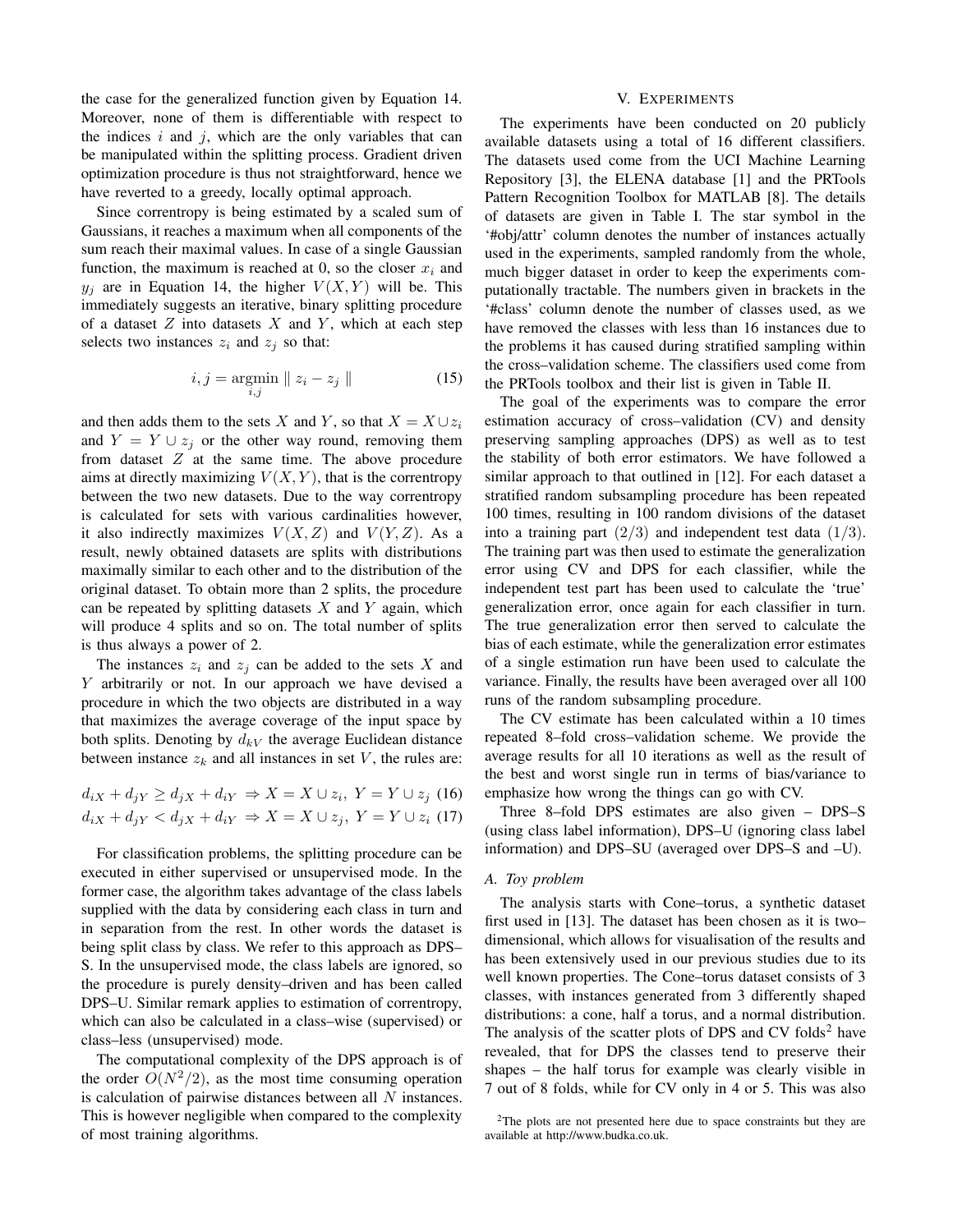the case for the generalized function given by Equation 14. Moreover, none of them is differentiable with respect to the indices $i$ and $j$, which are the only variables that can be manipulated within the splitting process. Gradient driven optimization procedure is thus not straightforward, hence we have reverted to a greedy, locally optimal approach.

Since correntropy is being estimated by a scaled sum of Gaussians, it reaches a maximum when all components of the sum reach their maximal values. In case of a single Gaussian function, the maximum is reached at 0, so the closer $x_i$ and $y_j$ are in Equation 14, the higher $V(X, Y)$ will be. This immediately suggests an iterative, binary splitting procedure of a dataset $Z$ into datasets $X$ and $Y$, which at each step selects two instances $z_i$ and $z_j$ so that:

$$i, j = \underset{i,j}{\operatorname{argmin}} \parallel z_i - z_j \parallel \tag{15}$$

and then adds them to the sets $X$ and $Y$, so that $X = X \cup z_i$ and $Y = Y \cup z_j$ or the other way round, removing them from dataset $Z$ at the same time. The above procedure aims at directly maximizing $V(X, Y)$, that is the correntropy between the two new datasets. Due to the way correntropy is calculated for sets with various cardinalities however, it also indirectly maximizes $V(X, Z)$ and $V(Y, Z)$. As a result, newly obtained datasets are splits with distributions maximally similar to each other and to the distribution of the original dataset. To obtain more than 2 splits, the procedure can be repeated by splitting datasets $X$ and $Y$ again, which will produce 4 splits and so on. The total number of splits is thus always a power of 2.

The instances $z_i$ and $z_j$ can be added to the sets $X$ and $Y$ arbitrarily or not. In our approach we have devised a procedure in which the two objects are distributed in a way that maximizes the average coverage of the input space by both splits. Denoting by $d_{kV}$ the average Euclidean distance between instance $z_k$ and all instances in set $V$, the rules are:

$$d_{iX} + d_{jY} \geq d_{jX} + d_{iY} \Rightarrow X = X \cup z_i,\ Y = Y \cup z_j \tag{16}$$

$$d_{iX} + d_{jY} < d_{jX} + d_{iY} \Rightarrow X = X \cup z_j,\ Y = Y \cup z_i \tag{17}$$

For classification problems, the splitting procedure can be executed in either supervised or unsupervised mode. In the former case, the algorithm takes advantage of the class labels supplied with the data by considering each class in turn and in separation from the rest. In other words the dataset is being split class by class. We refer to this approach as DPS–S. In the unsupervised mode, the class labels are ignored, so the procedure is purely density–driven and has been called DPS–U. Similar remark applies to estimation of correntropy, which can also be calculated in a class–wise (supervised) or class–less (unsupervised) mode.

The computational complexity of the DPS approach is of the order $O(N^2/2)$, as the most time consuming operation is calculation of pairwise distances between all $N$ instances. This is however negligible when compared to the complexity of most training algorithms.

## V. Experiments

The experiments have been conducted on 20 publicly available datasets using a total of 16 different classifiers. The datasets used come from the UCI Machine Learning Repository [3], the ELENA database [1] and the PRTools Pattern Recognition Toolbox for MATLAB [8]. The details of datasets are given in Table I. The star symbol in the '#obj/attr' column denotes the number of instances actually used in the experiments, sampled randomly from the whole, much bigger dataset in order to keep the experiments computationally tractable. The numbers given in brackets in the '#class' column denote the number of classes used, as we have removed the classes with less than 16 instances due to the problems it has caused during stratified sampling within the cross–validation scheme. The classifiers used come from the PRTools toolbox and their list is given in Table II.

The goal of the experiments was to compare the error estimation accuracy of cross–validation (CV) and density preserving sampling approaches (DPS) as well as to test the stability of both error estimators. We have followed a similar approach to that outlined in [12]. For each dataset a stratified random subsampling procedure has been repeated 100 times, resulting in 100 random divisions of the dataset into a training part $(2/3)$ and independent test data $(1/3)$. The training part was then used to estimate the generalization error using CV and DPS for each classifier, while the independent test part has been used to calculate the 'true' generalization error, once again for each classifier in turn. The true generalization error then served to calculate the bias of each estimate, while the generalization error estimates of a single estimation run have been used to calculate the variance. Finally, the results have been averaged over all 100 runs of the random subsampling procedure.

The CV estimate has been calculated within a 10 times repeated 8–fold cross–validation scheme. We provide the average results for all 10 iterations as well as the result of the best and worst single run in terms of bias/variance to emphasize how wrong the things can go with CV.

Three 8–fold DPS estimates are also given – DPS–S (using class label information), DPS–U (ignoring class label information) and DPS–SU (averaged over DPS–S and –U).

### A. Toy problem

The analysis starts with Cone–torus, a synthetic dataset first used in [13]. The dataset has been chosen as it is two–dimensional, which allows for visualisation of the results and has been extensively used in our previous studies due to its well known properties. The Cone–torus dataset consists of 3 classes, with instances generated from 3 differently shaped distributions: a cone, half a torus, and a normal distribution. The analysis of the scatter plots of DPS and CV folds[2] have revealed, that for DPS the classes tend to preserve their shapes – the half torus for example was clearly visible in 7 out of 8 folds, while for CV only in 4 or 5. This was also

[2] The plots are not presented here due to space constraints but they are available at http://www.budka.co.uk.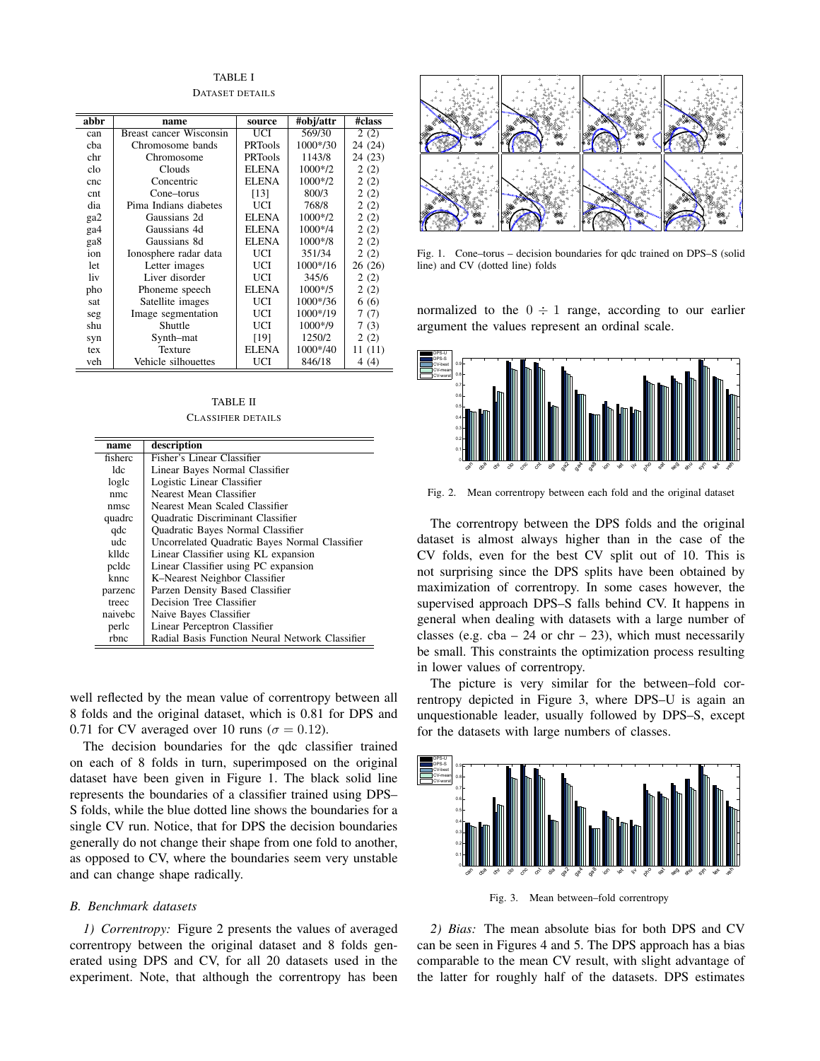TABLE I

DATASET DETAILS

| abbr | name | source | #obj/attr | #class |
|---|---|---|---|---|
| can | Breast cancer Wisconsin | UCI | 569/30 | 2 (2) |
| cba | Chromosome bands | PRTools | 1000*/30 | 24 (24) |
| chr | Chromosome | PRTools | 1143/8 | 24 (23) |
| clo | Clouds | ELENA | 1000*/2 | 2 (2) |
| cnc | Concentric | ELENA | 1000*/2 | 2 (2) |
| cnt | Cone–torus | [13] | 800/3 | 2 (2) |
| dia | Pima Indians diabetes | UCI | 768/8 | 2 (2) |
| ga2 | Gaussians 2d | ELENA | 1000*/2 | 2 (2) |
| ga4 | Gaussians 4d | ELENA | 1000*/4 | 2 (2) |
| ga8 | Gaussians 8d | ELENA | 1000*/8 | 2 (2) |
| ion | Ionosphere radar data | UCI | 351/34 | 2 (2) |
| let | Letter images | UCI | 1000*/16 | 26 (26) |
| liv | Liver disorder | UCI | 345/6 | 2 (2) |
| pho | Phoneme speech | ELENA | 1000*/5 | 2 (2) |
| sat | Satellite images | UCI | 1000*/36 | 6 (6) |
| seg | Image segmentation | UCI | 1000*/19 | 7 (7) |
| shu | Shuttle | UCI | 1000*/9 | 7 (3) |
| syn | Synth–mat | [19] | 1250/2 | 2 (2) |
| tex | Texture | ELENA | 1000*/40 | 11 (11) |
| veh | Vehicle silhouettes | UCI | 846/18 | 4 (4) |

TABLE II

CLASSIFIER DETAILS

| name | description |
|---|---|
| fisherc | Fisher's Linear Classifier |
| ldc | Linear Bayes Normal Classifier |
| loglc | Logistic Linear Classifier |
| nmc | Nearest Mean Classifier |
| nmsc | Nearest Mean Scaled Classifier |
| quadrc | Quadratic Discriminant Classifier |
| qdc | Quadratic Bayes Normal Classifier |
| udc | Uncorrelated Quadratic Bayes Normal Classifier |
| klldc | Linear Classifier using KL expansion |
| pcldc | Linear Classifier using PC expansion |
| knnc | K–Nearest Neighbor Classifier |
| parzenc | Parzen Density Based Classifier |
| treec | Decision Tree Classifier |
| naivebc | Naive Bayes Classifier |
| perlc | Linear Perceptron Classifier |
| rbnc | Radial Basis Function Neural Network Classifier |

well reflected by the mean value of correntropy between all 8 folds and the original dataset, which is 0.81 for DPS and 0.71 for CV averaged over 10 runs ($\sigma = 0.12$).

The decision boundaries for the qdc classifier trained on each of 8 folds in turn, superimposed on the original dataset have been given in Figure 1. The black solid line represents the boundaries of a classifier trained using DPS–S folds, while the blue dotted line shows the boundaries for a single CV run. Notice, that for DPS the decision boundaries generally do not change their shape from one fold to another, as opposed to CV, where the boundaries seem very unstable and can change shape radically.

### B. Benchmark datasets

*1) Correntropy:* Figure 2 presents the values of averaged correntropy between the original dataset and 8 folds generated using DPS and CV, for all 20 datasets used in the experiment. Note, that although the correntropy has been normalized to the $0 \div 1$ range, according to our earlier argument the values represent an ordinal scale.

Fig. 1. Cone–torus – decision boundaries for qdc trained on DPS–S (solid line) and CV (dotted line) folds

Fig. 2. Mean correntropy between each fold and the original dataset

The correntropy between the DPS folds and the original dataset is almost always higher than in the case of the CV folds, even for the best CV split out of 10. This is not surprising since the DPS splits have been obtained by maximization of correntropy. In some cases however, the supervised approach DPS–S falls behind CV. It happens in general when dealing with datasets with a large number of classes (e.g. cba – 24 or chr – 23), which must necessarily be small. This constraints the optimization process resulting in lower values of correntropy.

The picture is very similar for the between–fold correntropy depicted in Figure 3, where DPS–U is again an unquestionable leader, usually followed by DPS–S, except for the datasets with large numbers of classes.

Fig. 3. Mean between–fold correntropy

*2) Bias:* The mean absolute bias for both DPS and CV can be seen in Figures 4 and 5. The DPS approach has a bias comparable to the mean CV result, with slight advantage of the latter for roughly half of the datasets. DPS estimates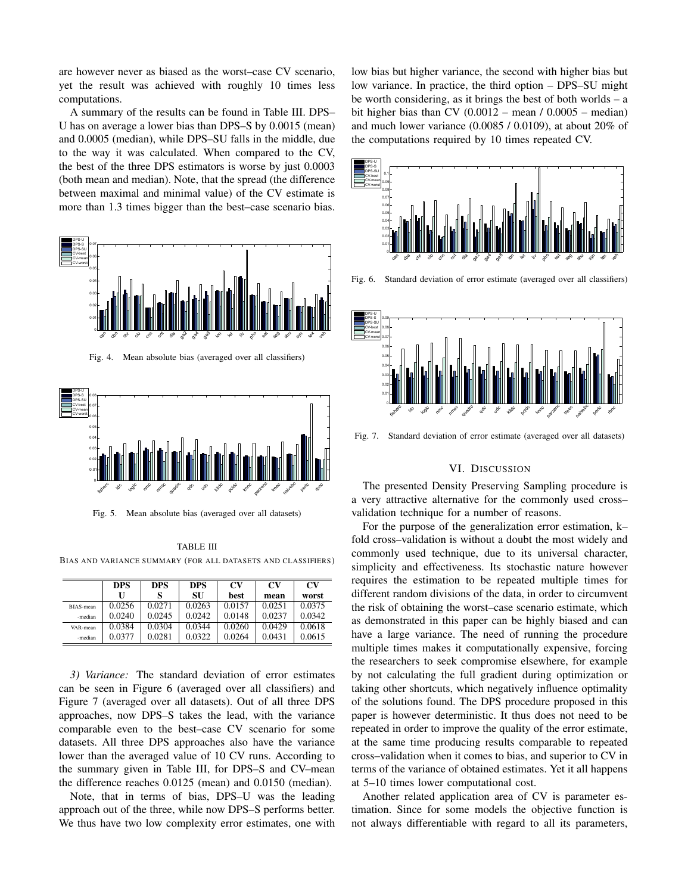are however never as biased as the worst–case CV scenario, yet the result was achieved with roughly 10 times less computations.

A summary of the results can be found in Table III. DPS–U has on average a lower bias than DPS–S by 0.0015 (mean) and 0.0005 (median), while DPS–SU falls in the middle, due to the way it was calculated. When compared to the CV, the best of the three DPS estimators is worse by just 0.0003 (both mean and median). Note, that the spread (the difference between maximal and minimal value) of the CV estimate is more than 1.3 times bigger than the best–case scenario bias.

Fig. 4. Mean absolute bias (averaged over all classifiers)

Fig. 5. Mean absolute bias (averaged over all datasets)

TABLE III

BIAS AND VARIANCE SUMMARY (FOR ALL DATASETS AND CLASSIFIERS)

| | DPS U | DPS S | DPS SU | CV best | CV mean | CV worst |
|---|---|---|---|---|---|---|
| BIAS-mean | 0.0256 | 0.0271 | 0.0263 | 0.0157 | 0.0251 | 0.0375 |
| -median | 0.0240 | 0.0245 | 0.0242 | 0.0148 | 0.0237 | 0.0342 |
| VAR-mean | 0.0384 | 0.0304 | 0.0344 | 0.0260 | 0.0429 | 0.0618 |
| -median | 0.0377 | 0.0281 | 0.0322 | 0.0264 | 0.0431 | 0.0615 |

*3) Variance:* The standard deviation of error estimates can be seen in Figure 6 (averaged over all classifiers) and Figure 7 (averaged over all datasets). Out of all three DPS approaches, now DPS–S takes the lead, with the variance comparable even to the best–case CV scenario for some datasets. All three DPS approaches also have the variance lower than the averaged value of 10 CV runs. According to the summary given in Table III, for DPS–S and CV–mean the difference reaches 0.0125 (mean) and 0.0150 (median).

Note, that in terms of bias, DPS–U was the leading approach out of the three, while now DPS–S performs better. We thus have two low complexity error estimates, one with low bias but higher variance, the second with higher bias but low variance. In practice, the third option – DPS–SU might be worth considering, as it brings the best of both worlds – a bit higher bias than CV (0.0012 – mean / 0.0005 – median) and much lower variance (0.0085 / 0.0109), at about 20% of the computations required by 10 times repeated CV.

Fig. 6. Standard deviation of error estimate (averaged over all classifiers)

Fig. 7. Standard deviation of error estimate (averaged over all datasets)

## VI. DISCUSSION

The presented Density Preserving Sampling procedure is a very attractive alternative for the commonly used cross–validation technique for a number of reasons.

For the purpose of the generalization error estimation, k–fold cross–validation is without a doubt the most widely and commonly used technique, due to its universal character, simplicity and effectiveness. Its stochastic nature however requires the estimation to be repeated multiple times for different random divisions of the data, in order to circumvent the risk of obtaining the worst–case scenario estimate, which as demonstrated in this paper can be highly biased and can have a large variance. The need of running the procedure multiple times makes it computationally expensive, forcing the researchers to seek compromise elsewhere, for example by not calculating the full gradient during optimization or taking other shortcuts, which negatively influence optimality of the solutions found. The DPS procedure proposed in this paper is however deterministic. It thus does not need to be repeated in order to improve the quality of the error estimate, at the same time producing results comparable to repeated cross–validation when it comes to bias, and superior to CV in terms of the variance of obtained estimates. Yet it all happens at 5–10 times lower computational cost.

Another related application area of CV is parameter estimation. Since for some models the objective function is not always differentiable with regard to all its parameters,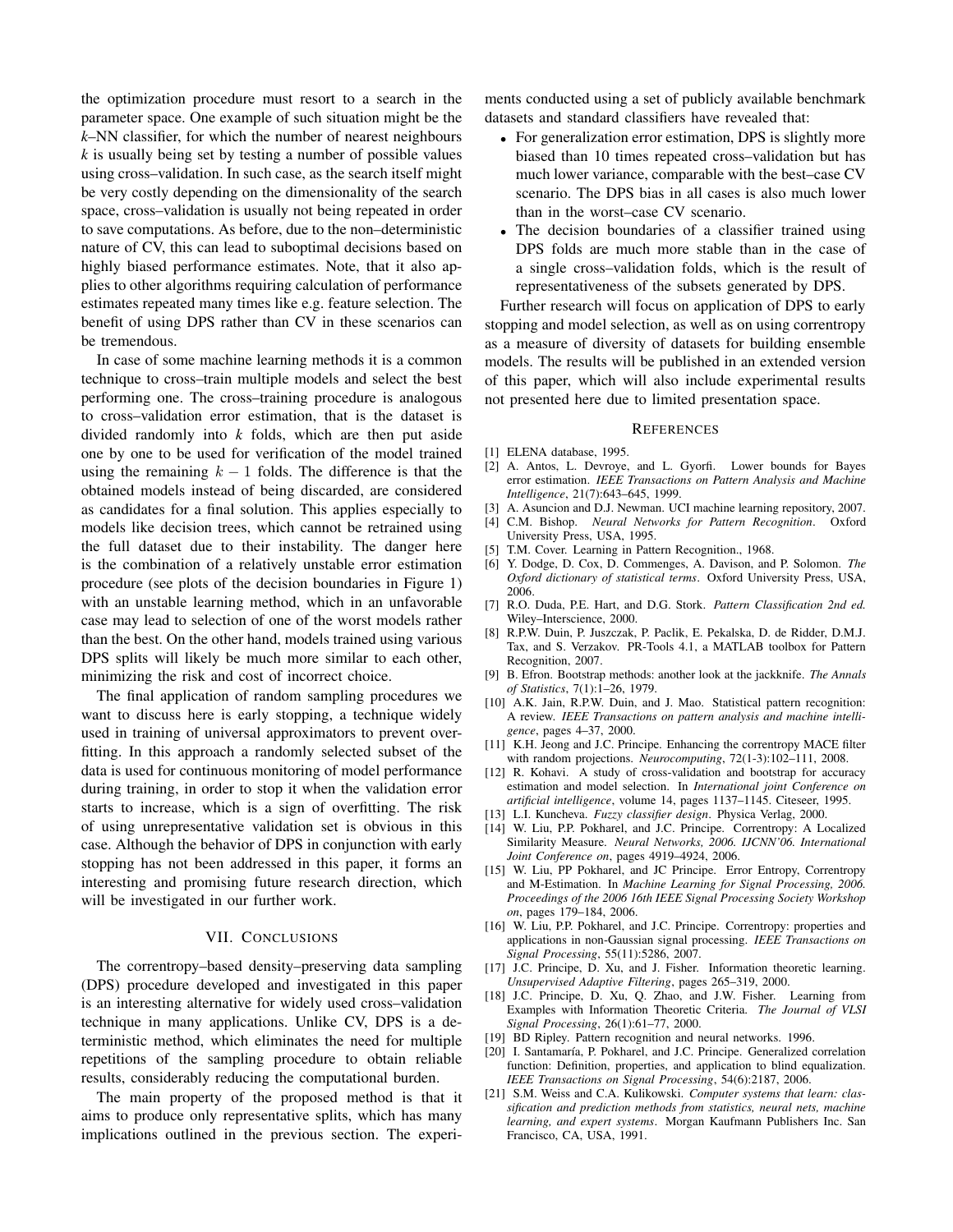the optimization procedure must resort to a search in the parameter space. One example of such situation might be the $k$–NN classifier, for which the number of nearest neighbours $k$ is usually being set by testing a number of possible values using cross–validation. In such case, as the search itself might be very costly depending on the dimensionality of the search space, cross–validation is usually not being repeated in order to save computations. As before, due to the non–deterministic nature of CV, this can lead to suboptimal decisions based on highly biased performance estimates. Note, that it also applies to other algorithms requiring calculation of performance estimates repeated many times like e.g. feature selection. The benefit of using DPS rather than CV in these scenarios can be tremendous.

In case of some machine learning methods it is a common technique to cross–train multiple models and select the best performing one. The cross–training procedure is analogous to cross–validation error estimation, that is the dataset is divided randomly into $k$ folds, which are then put aside one by one to be used for verification of the model trained using the remaining $k-1$ folds. The difference is that the obtained models instead of being discarded, are considered as candidates for a final solution. This applies especially to models like decision trees, which cannot be retrained using the full dataset due to their instability. The danger here is the combination of a relatively unstable error estimation procedure (see plots of the decision boundaries in Figure 1) with an unstable learning method, which in an unfavorable case may lead to selection of one of the worst models rather than the best. On the other hand, models trained using various DPS splits will likely be much more similar to each other, minimizing the risk and cost of incorrect choice.

The final application of random sampling procedures we want to discuss here is early stopping, a technique widely used in training of universal approximators to prevent overfitting. In this approach a randomly selected subset of the data is used for continuous monitoring of model performance during training, in order to stop it when the validation error starts to increase, which is a sign of overfitting. The risk of using unrepresentative validation set is obvious in this case. Although the behavior of DPS in conjunction with early stopping has not been addressed in this paper, it forms an interesting and promising future research direction, which will be investigated in our further work.

## VII. Conclusions

The correntropy–based density–preserving data sampling (DPS) procedure developed and investigated in this paper is an interesting alternative for widely used cross–validation technique in many applications. Unlike CV, DPS is a deterministic method, which eliminates the need for multiple repetitions of the sampling procedure to obtain reliable results, considerably reducing the computational burden.

The main property of the proposed method is that it aims to produce only representative splits, which has many implications outlined in the previous section. The experiments conducted using a set of publicly available benchmark datasets and standard classifiers have revealed that:

- For generalization error estimation, DPS is slightly more biased than 10 times repeated cross–validation but has much lower variance, comparable with the best–case CV scenario. The DPS bias in all cases is also much lower than in the worst–case CV scenario.
- The decision boundaries of a classifier trained using DPS folds are much more stable than in the case of a single cross–validation folds, which is the result of representativeness of the subsets generated by DPS.

Further research will focus on application of DPS to early stopping and model selection, as well as on using correntropy as a measure of diversity of datasets for building ensemble models. The results will be published in an extended version of this paper, which will also include experimental results not presented here due to limited presentation space.

## References

[1] ELENA database, 1995.

[2] A. Antos, L. Devroye, and L. Gyorfi. Lower bounds for Bayes error estimation. *IEEE Transactions on Pattern Analysis and Machine Intelligence*, 21(7):643–645, 1999.

[3] A. Asuncion and D.J. Newman. UCI machine learning repository, 2007.

[4] C.M. Bishop. *Neural Networks for Pattern Recognition*. Oxford University Press, USA, 1995.

[5] T.M. Cover. Learning in Pattern Recognition., 1968.

[6] Y. Dodge, D. Cox, D. Commenges, A. Davison, and P. Solomon. *The Oxford dictionary of statistical terms*. Oxford University Press, USA, 2006.

[7] R.O. Duda, P.E. Hart, and D.G. Stork. *Pattern Classification 2nd ed.* Wiley–Interscience, 2000.

[8] R.P.W. Duin, P. Juszczak, P. Paclik, E. Pekalska, D. de Ridder, D.M.J. Tax, and S. Verzakov. PR-Tools 4.1, a MATLAB toolbox for Pattern Recognition, 2007.

[9] B. Efron. Bootstrap methods: another look at the jackknife. *The Annals of Statistics*, 7(1):1–26, 1979.

[10] A.K. Jain, R.P.W. Duin, and J. Mao. Statistical pattern recognition: A review. *IEEE Transactions on pattern analysis and machine intelligence*, pages 4–37, 2000.

[11] K.H. Jeong and J.C. Principe. Enhancing the correntropy MACE filter with random projections. *Neurocomputing*, 72(1-3):102–111, 2008.

[12] R. Kohavi. A study of cross-validation and bootstrap for accuracy estimation and model selection. In *International joint Conference on artificial intelligence*, volume 14, pages 1137–1145. Citeseer, 1995.

[13] L.I. Kuncheva. *Fuzzy classifier design*. Physica Verlag, 2000.

[14] W. Liu, P.P. Pokharel, and J.C. Principe. Correntropy: A Localized Similarity Measure. *Neural Networks, 2006. IJCNN'06. International Joint Conference on*, pages 4919–4924, 2006.

[15] W. Liu, PP Pokharel, and JC Principe. Error Entropy, Correntropy and M-Estimation. In *Machine Learning for Signal Processing, 2006. Proceedings of the 2006 16th IEEE Signal Processing Society Workshop on*, pages 179–184, 2006.

[16] W. Liu, P.P. Pokharel, and J.C. Principe. Correntropy: properties and applications in non-Gaussian signal processing. *IEEE Transactions on Signal Processing*, 55(11):5286, 2007.

[17] J.C. Principe, D. Xu, and J. Fisher. Information theoretic learning. *Unsupervised Adaptive Filtering*, pages 265–319, 2000.

[18] J.C. Principe, D. Xu, Q. Zhao, and J.W. Fisher. Learning from Examples with Information Theoretic Criteria. *The Journal of VLSI Signal Processing*, 26(1):61–77, 2000.

[19] BD Ripley. Pattern recognition and neural networks. 1996.

[20] I. Santamaría, P. Pokharel, and J.C. Principe. Generalized correlation function: Definition, properties, and application to blind equalization. *IEEE Transactions on Signal Processing*, 54(6):2187, 2006.

[21] S.M. Weiss and C.A. Kulikowski. *Computer systems that learn: classification and prediction methods from statistics, neural nets, machine learning, and expert systems*. Morgan Kaufmann Publishers Inc. San Francisco, CA, USA, 1991.